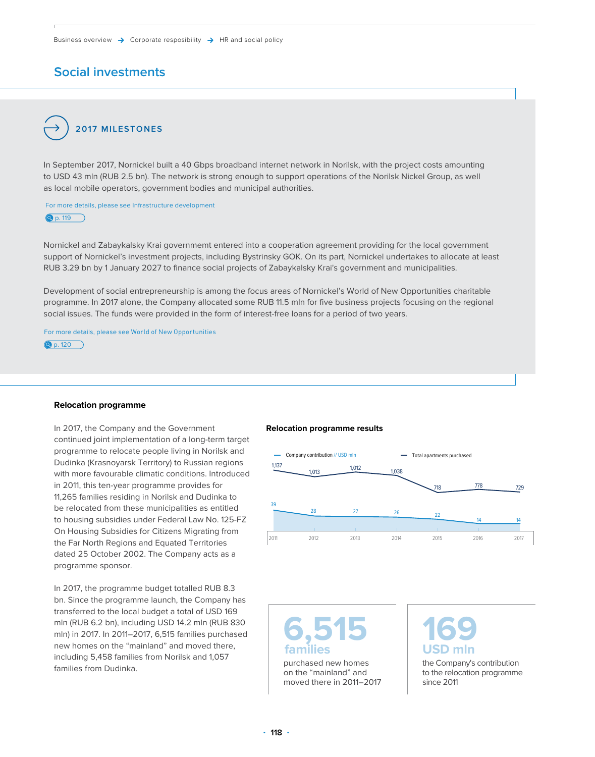Business overview → Corporate resposibility → HR and social policy

# Social investments

## 2017 MILESTONES

In September 2017, Nornickel built a 40 Gbps broadband internet network in Norilsk, with the project costs amounting to USD 43 mln (RUB 2.5 bn). The network is strong enough to support operations of the Norilsk Nickel Group, as well as local mobile operators, government bodies and municipal authorities.

For more details, please see Infrastructure development p. 119

Nornickel and Zabaykalsky Krai governmemt entered into a cooperation agreement providing for the local government support of Nornickel's investment projects, including Bystrinsky GOK. On its part, Nornickel undertakes to allocate at least RUB 3.29 bn by 1 January 2027 to finance social projects of Zabaykalsky Krai's government and municipalities.

Development of social entrepreneurship is among the focus areas of Nornickel's World of New Opportunities charitable programme. In 2017 alone, the Company allocated some RUB 11.5 mln for five business projects focusing on the regional social issues. The funds were provided in the form of interest-free loans for a period of two years.

For more details, please see World of New Opportunities p. 120

### Relocation programme

In 2017, the Company and the Government continued joint implementation of a long-term target programme to relocate people living in Norilsk and Dudinka (Krasnoyarsk Territory) to Russian regions with more favourable climatic conditions. Introduced in 2011, this ten-year programme provides for 11,265 families residing in Norilsk and Dudinka to be relocated from these municipalities as entitled to housing subsidies under Federal Law No. 125-FZ On Housing Subsidies for Citizens Migrating from the Far North Regions and Equated Territories dated 25 October 2002. The Company acts as a programme sponsor.

In 2017, the programme budget totalled RUB 8.3 bn. Since the programme launch, the Company has transferred to the local budget a total of USD 169 mln (RUB 6.2 bn), including USD 14.2 mln (RUB 830 mln) in 2017. In 2011–2017, 6,515 families purchased new homes on the "mainland" and moved there, including 5,458 families from Norilsk and 1,057 families from Dudinka.

**Relocation programme results**

| | 2011 | 2012 | 2013 | 2014 | 2015 | 2016 | 2017 |
|---|---|---|---|---|---|---|---|
| Company contribution // USD mln | 39 | 28 | 27 | 26 | 22 | 14 | 14 |
| Total apartments purchased | 1,137 | 1,013 | 1,012 | 1,038 | 718 | 778 | 729 |

**6,515 families**
purchased new homes on the "mainland" and moved there in 2011–2017

**169 USD mln**
the Company's contribution to the relocation programme since 2011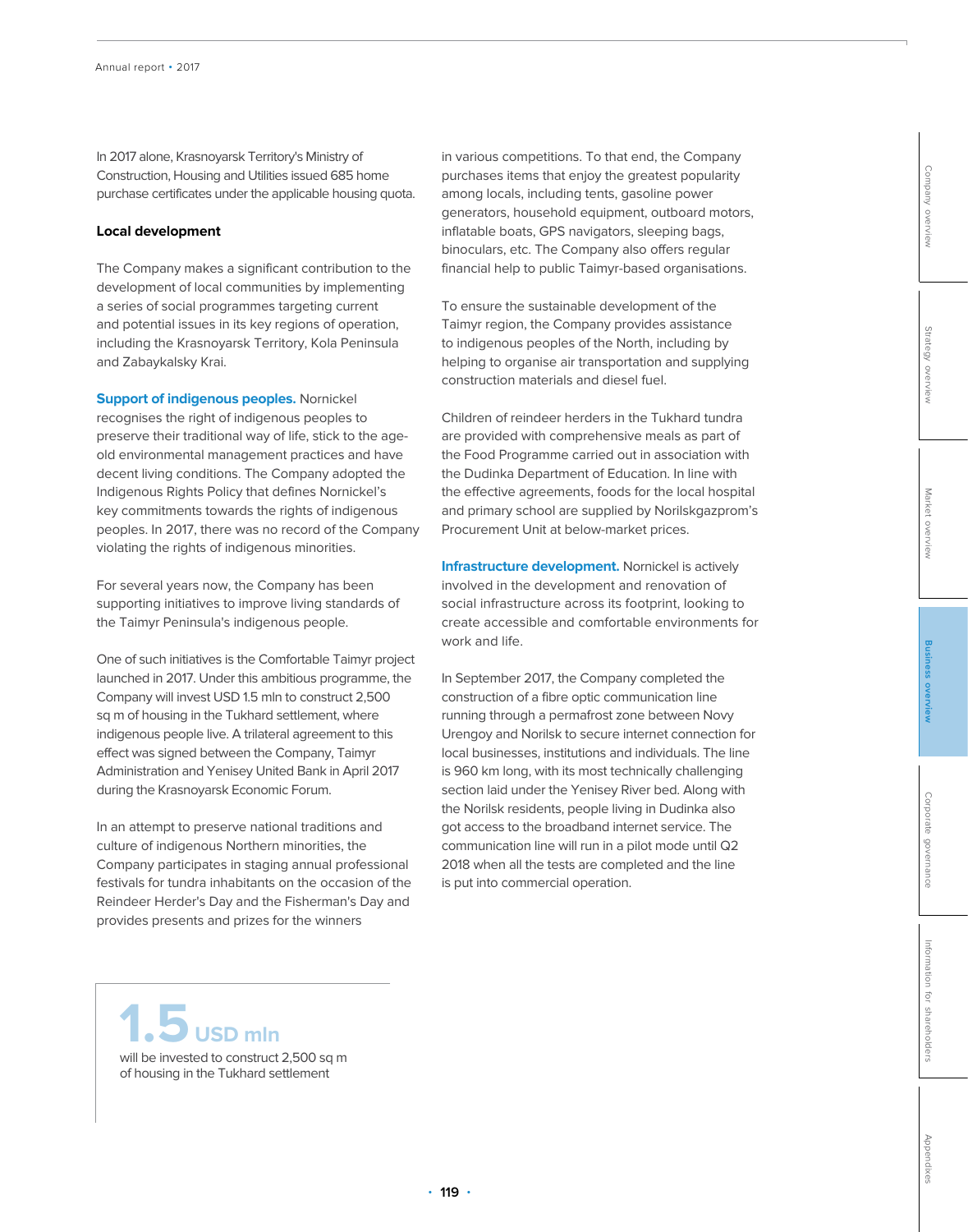In 2017 alone, Krasnoyarsk Territory's Ministry of Construction, Housing and Utilities issued 685 home purchase certificates under the applicable housing quota.

### Local development

The Company makes a significant contribution to the development of local communities by implementing a series of social programmes targeting current and potential issues in its key regions of operation, including the Krasnoyarsk Territory, Kola Peninsula and Zabaykalsky Krai.

**Support of indigenous peoples.** Nornickel recognises the right of indigenous peoples to preserve their traditional way of life, stick to the age-old environmental management practices and have decent living conditions. The Company adopted the Indigenous Rights Policy that defines Nornickel's key commitments towards the rights of indigenous peoples. In 2017, there was no record of the Company violating the rights of indigenous minorities.

For several years now, the Company has been supporting initiatives to improve living standards of the Taimyr Peninsula's indigenous people.

One of such initiatives is the Comfortable Taimyr project launched in 2017. Under this ambitious programme, the Company will invest USD 1.5 mln to construct 2,500 sq m of housing in the Tukhard settlement, where indigenous people live. A trilateral agreement to this effect was signed between the Company, Taimyr Administration and Yenisey United Bank in April 2017 during the Krasnoyarsk Economic Forum.

In an attempt to preserve national traditions and culture of indigenous Northern minorities, the Company participates in staging annual professional festivals for tundra inhabitants on the occasion of the Reindeer Herder's Day and the Fisherman's Day and provides presents and prizes for the winners in various competitions. To that end, the Company purchases items that enjoy the greatest popularity among locals, including tents, gasoline power generators, household equipment, outboard motors, inflatable boats, GPS navigators, sleeping bags, binoculars, etc. The Company also offers regular financial help to public Taimyr-based organisations.

**1.5 USD mln**
will be invested to construct 2,500 sq m of housing in the Tukhard settlement

To ensure the sustainable development of the Taimyr region, the Company provides assistance to indigenous peoples of the North, including by helping to organise air transportation and supplying construction materials and diesel fuel.

Children of reindeer herders in the Tukhard tundra are provided with comprehensive meals as part of the Food Programme carried out in association with the Dudinka Department of Education. In line with the effective agreements, foods for the local hospital and primary school are supplied by Norilskgazprom's Procurement Unit at below-market prices.

**Infrastructure development.** Nornickel is actively involved in the development and renovation of social infrastructure across its footprint, looking to create accessible and comfortable environments for work and life.

In September 2017, the Company completed the construction of a fibre optic communication line running through a permafrost zone between Novy Urengoy and Norilsk to secure internet connection for local businesses, institutions and individuals. The line is 960 km long, with its most technically challenging section laid under the Yenisey River bed. Along with the Norilsk residents, people living in Dudinka also got access to the broadband internet service. The communication line will run in a pilot mode until Q2 2018 when all the tests are completed and the line is put into commercial operation.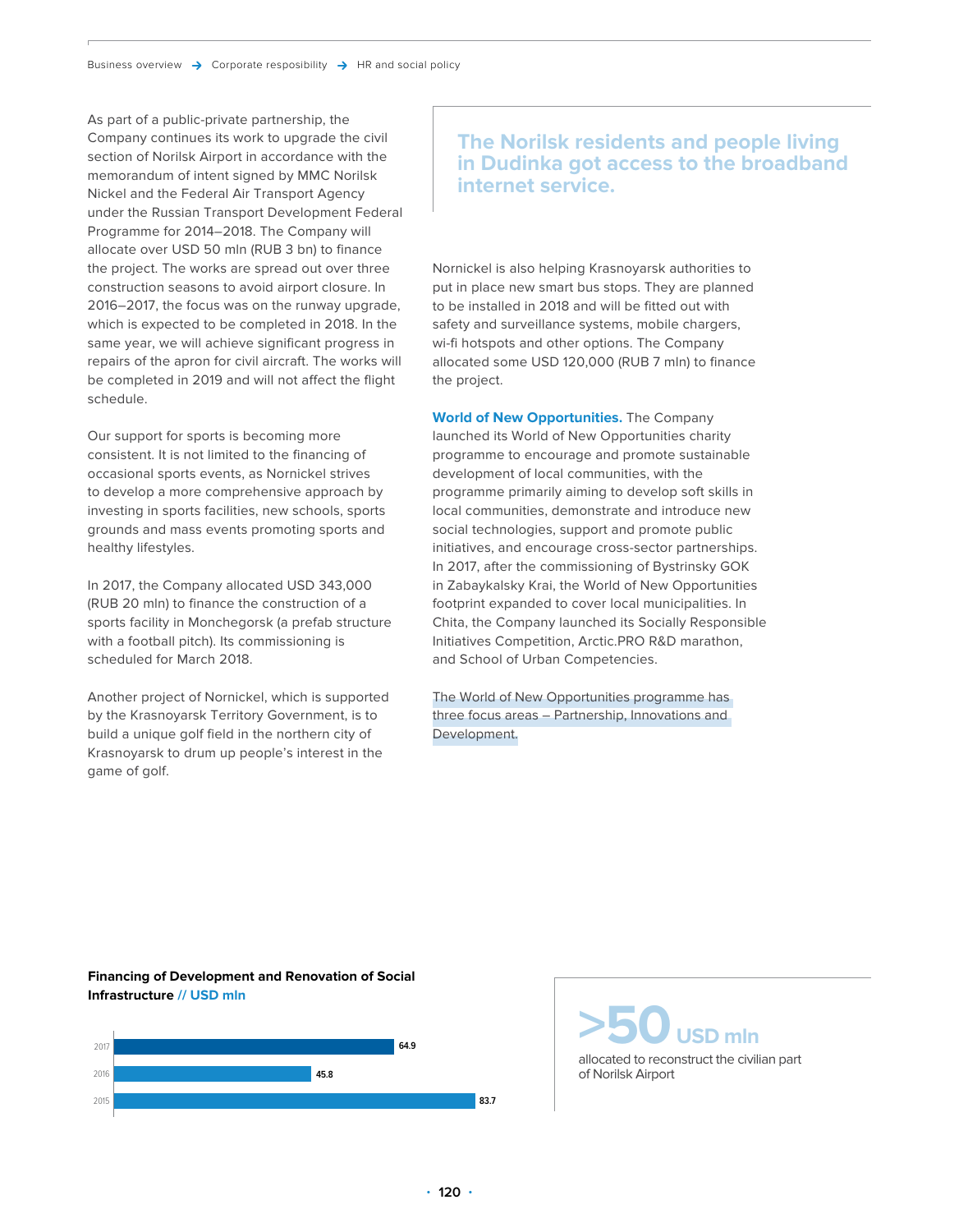As part of a public-private partnership, the Company continues its work to upgrade the civil section of Norilsk Airport in accordance with the memorandum of intent signed by MMC Norilsk Nickel and the Federal Air Transport Agency under the Russian Transport Development Federal Programme for 2014–2018. The Company will allocate over USD 50 mln (RUB 3 bn) to finance the project. The works are spread out over three construction seasons to avoid airport closure. In 2016–2017, the focus was on the runway upgrade, which is expected to be completed in 2018. In the same year, we will achieve significant progress in repairs of the apron for civil aircraft. The works will be completed in 2019 and will not affect the flight schedule.

Our support for sports is becoming more consistent. It is not limited to the financing of occasional sports events, as Nornickel strives to develop a more comprehensive approach by investing in sports facilities, new schools, sports grounds and mass events promoting sports and healthy lifestyles.

In 2017, the Company allocated USD 343,000 (RUB 20 mln) to finance the construction of a sports facility in Monchegorsk (a prefab structure with a football pitch). Its commissioning is scheduled for March 2018.

Another project of Nornickel, which is supported by the Krasnoyarsk Territory Government, is to build a unique golf field in the northern city of Krasnoyarsk to drum up people's interest in the game of golf.

**The Norilsk residents and people living in Dudinka got access to the broadband internet service.**

Nornickel is also helping Krasnoyarsk authorities to put in place new smart bus stops. They are planned to be installed in 2018 and will be fitted out with safety and surveillance systems, mobile chargers, wi-fi hotspots and other options. The Company allocated some USD 120,000 (RUB 7 mln) to finance the project.

**World of New Opportunities.** The Company launched its World of New Opportunities charity programme to encourage and promote sustainable development of local communities, with the programme primarily aiming to develop soft skills in local communities, demonstrate and introduce new social technologies, support and promote public initiatives, and encourage cross-sector partnerships. In 2017, after the commissioning of Bystrinsky GOK in Zabaykalsky Krai, the World of New Opportunities footprint expanded to cover local municipalities. In Chita, the Company launched its Socially Responsible Initiatives Competition, Arctic.PRO R&D marathon, and School of Urban Competencies.

The World of New Opportunities programme has three focus areas – Partnership, Innovations and Development.

**Financing of Development and Renovation of Social Infrastructure // USD mln**

| Year | USD mln |
|---|---|
| 2017 | 64.9 |
| 2016 | 45.8 |
| 2015 | 83.7 |

**>50 USD mln**

allocated to reconstruct the civilian part of Norilsk Airport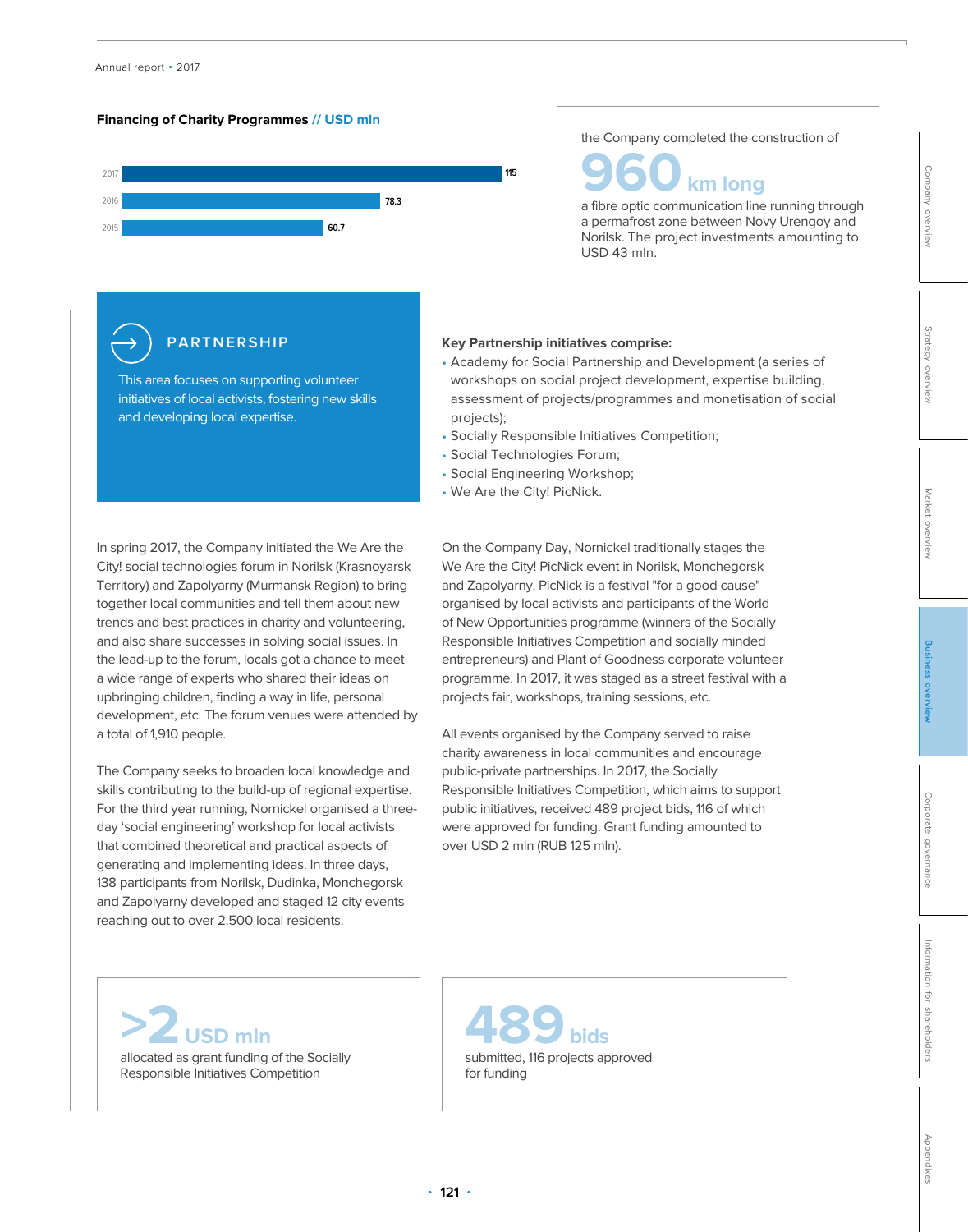**Financing of Charity Programmes // USD mln**

| Year | USD mln |
|---|---|
| 2017 | 115 |
| 2016 | 78.3 |
| 2015 | 60.7 |

the Company completed the construction of

**960 km long**

a fibre optic communication line running through a permafrost zone between Novy Urengoy and Norilsk. The project investments amounting to USD 43 mln.

## PARTNERSHIP

This area focuses on supporting volunteer initiatives of local activists, fostering new skills and developing local expertise.

**Key Partnership initiatives comprise:**

- Academy for Social Partnership and Development (a series of workshops on social project development, expertise building, assessment of projects/programmes and monetisation of social projects);
- Socially Responsible Initiatives Competition;
- Social Technologies Forum;
- Social Engineering Workshop;
- We Are the City! PicNick.

In spring 2017, the Company initiated the We Are the City! social technologies forum in Norilsk (Krasnoyarsk Territory) and Zapolyarny (Murmansk Region) to bring together local communities and tell them about new trends and best practices in charity and volunteering, and also share successes in solving social issues. In the lead-up to the forum, locals got a chance to meet a wide range of experts who shared their ideas on upbringing children, finding a way in life, personal development, etc. The forum venues were attended by a total of 1,910 people.

The Company seeks to broaden local knowledge and skills contributing to the build-up of regional expertise. For the third year running, Nornickel organised a three-day 'social engineering' workshop for local activists that combined theoretical and practical aspects of generating and implementing ideas. In three days, 138 participants from Norilsk, Dudinka, Monchegorsk and Zapolyarny developed and staged 12 city events reaching out to over 2,500 local residents.

On the Company Day, Nornickel traditionally stages the We Are the City! PicNick event in Norilsk, Monchegorsk and Zapolyarny. PicNick is a festival "for a good cause" organised by local activists and participants of the World of New Opportunities programme (winners of the Socially Responsible Initiatives Competition and socially minded entrepreneurs) and Plant of Goodness corporate volunteer programme. In 2017, it was staged as a street festival with a projects fair, workshops, training sessions, etc.

All events organised by the Company served to raise charity awareness in local communities and encourage public-private partnerships. In 2017, the Socially Responsible Initiatives Competition, which aims to support public initiatives, received 489 project bids, 116 of which were approved for funding. Grant funding amounted to over USD 2 mln (RUB 125 mln).

**>2 USD mln**

allocated as grant funding of the Socially Responsible Initiatives Competition

**489 bids**

submitted, 116 projects approved for funding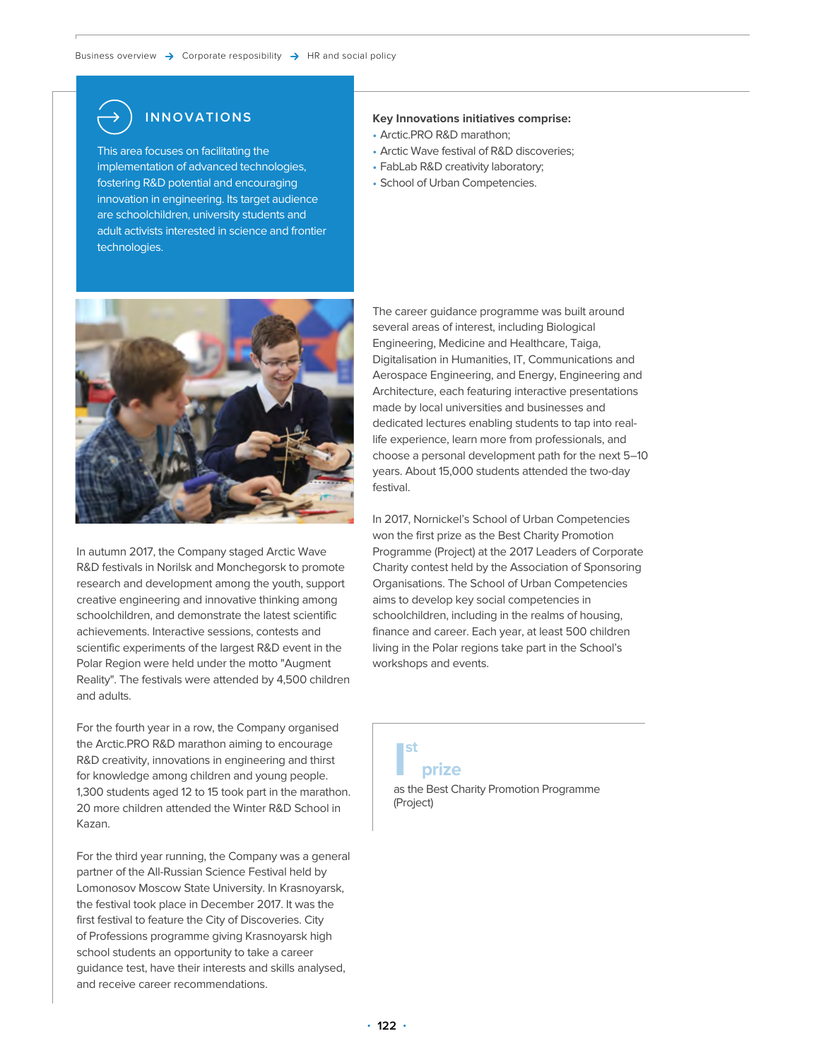## INNOVATIONS

This area focuses on facilitating the implementation of advanced technologies, fostering R&D potential and encouraging innovation in engineering. Its target audience are schoolchildren, university students and adult activists interested in science and frontier technologies.

**Key Innovations initiatives comprise:**

- Arctic.PRO R&D marathon;
- Arctic Wave festival of R&D discoveries;
- FabLab R&D creativity laboratory;
- School of Urban Competencies.

In autumn 2017, the Company staged Arctic Wave R&D festivals in Norilsk and Monchegorsk to promote research and development among the youth, support creative engineering and innovative thinking among schoolchildren, and demonstrate the latest scientific achievements. Interactive sessions, contests and scientific experiments of the largest R&D event in the Polar Region were held under the motto "Augment Reality". The festivals were attended by 4,500 children and adults.

For the fourth year in a row, the Company organised the Arctic.PRO R&D marathon aiming to encourage R&D creativity, innovations in engineering and thirst for knowledge among children and young people. 1,300 students aged 12 to 15 took part in the marathon. 20 more children attended the Winter R&D School in Kazan.

For the third year running, the Company was a general partner of the All-Russian Science Festival held by Lomonosov Moscow State University. In Krasnoyarsk, the festival took place in December 2017. It was the first festival to feature the City of Discoveries. City of Professions programme giving Krasnoyarsk high school students an opportunity to take a career guidance test, have their interests and skills analysed, and receive career recommendations.

The career guidance programme was built around several areas of interest, including Biological Engineering, Medicine and Healthcare, Taiga, Digitalisation in Humanities, IT, Communications and Aerospace Engineering, and Energy, Engineering and Architecture, each featuring interactive presentations made by local universities and businesses and dedicated lectures enabling students to tap into real-life experience, learn more from professionals, and choose a personal development path for the next 5–10 years. About 15,000 students attended the two-day festival.

In 2017, Nornickel's School of Urban Competencies won the first prize as the Best Charity Promotion Programme (Project) at the 2017 Leaders of Corporate Charity contest held by the Association of Sponsoring Organisations. The School of Urban Competencies aims to develop key social competencies in schoolchildren, including in the realms of housing, finance and career. Each year, at least 500 children living in the Polar regions take part in the School's workshops and events.

**1st prize**

as the Best Charity Promotion Programme (Project)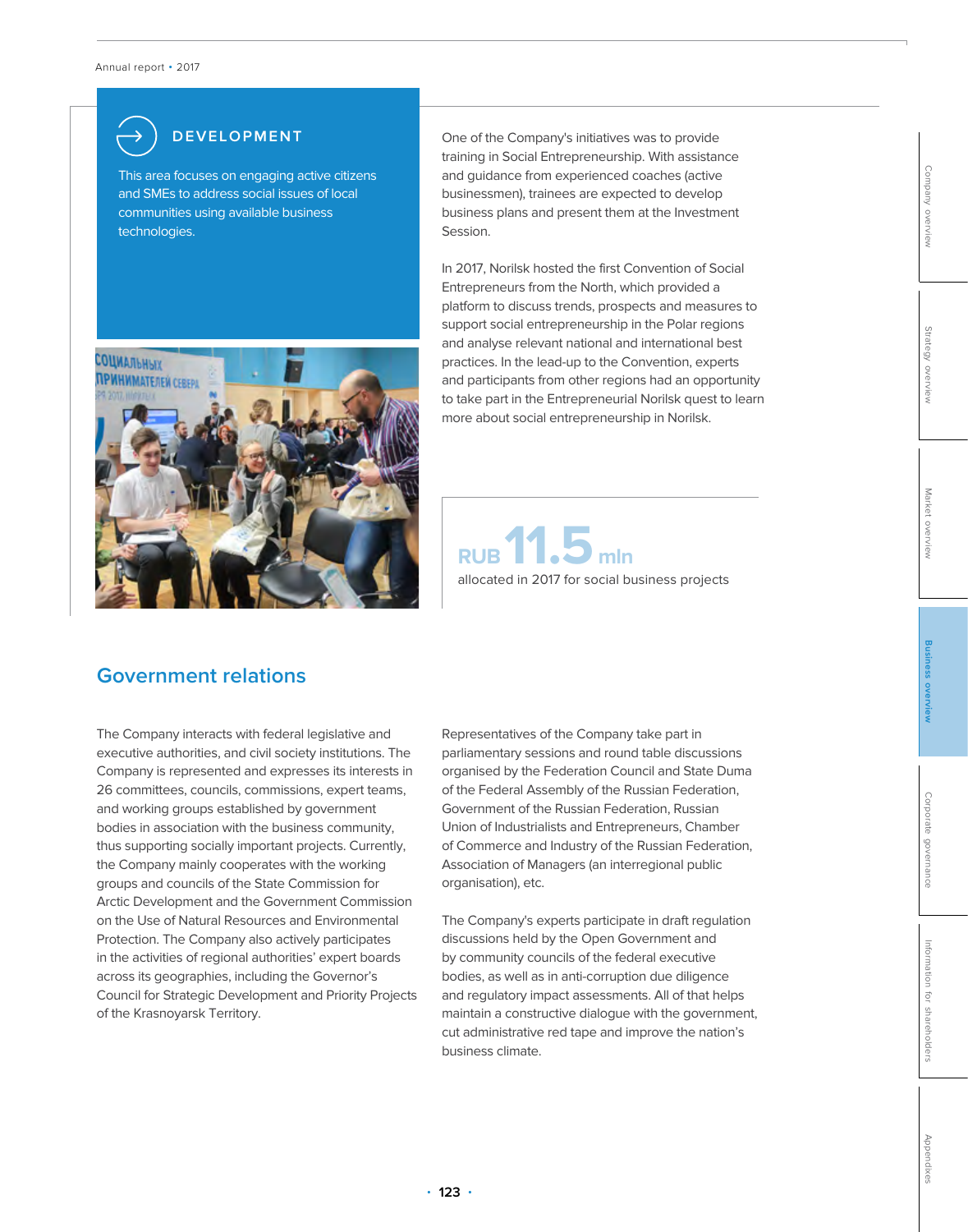### DEVELOPMENT

This area focuses on engaging active citizens and SMEs to address social issues of local communities using available business technologies.

One of the Company's initiatives was to provide training in Social Entrepreneurship. With assistance and guidance from experienced coaches (active businessmen), trainees are expected to develop business plans and present them at the Investment Session.

In 2017, Norilsk hosted the first Convention of Social Entrepreneurs from the North, which provided a platform to discuss trends, prospects and measures to support social entrepreneurship in the Polar regions and analyse relevant national and international best practices. In the lead-up to the Convention, experts and participants from other regions had an opportunity to take part in the Entrepreneurial Norilsk quest to learn more about social entrepreneurship in Norilsk.

**RUB 11.5 mln**

allocated in 2017 for social business projects

## Government relations

The Company interacts with federal legislative and executive authorities, and civil society institutions. The Company is represented and expresses its interests in 26 committees, councils, commissions, expert teams, and working groups established by government bodies in association with the business community, thus supporting socially important projects. Currently, the Company mainly cooperates with the working groups and councils of the State Commission for Arctic Development and the Government Commission on the Use of Natural Resources and Environmental Protection. The Company also actively participates in the activities of regional authorities' expert boards across its geographies, including the Governor's Council for Strategic Development and Priority Projects of the Krasnoyarsk Territory.

Representatives of the Company take part in parliamentary sessions and round table discussions organised by the Federation Council and State Duma of the Federal Assembly of the Russian Federation, Government of the Russian Federation, Russian Union of Industrialists and Entrepreneurs, Chamber of Commerce and Industry of the Russian Federation, Association of Managers (an interregional public organisation), etc.

The Company's experts participate in draft regulation discussions held by the Open Government and by community councils of the federal executive bodies, as well as in anti-corruption due diligence and regulatory impact assessments. All of that helps maintain a constructive dialogue with the government, cut administrative red tape and improve the nation's business climate.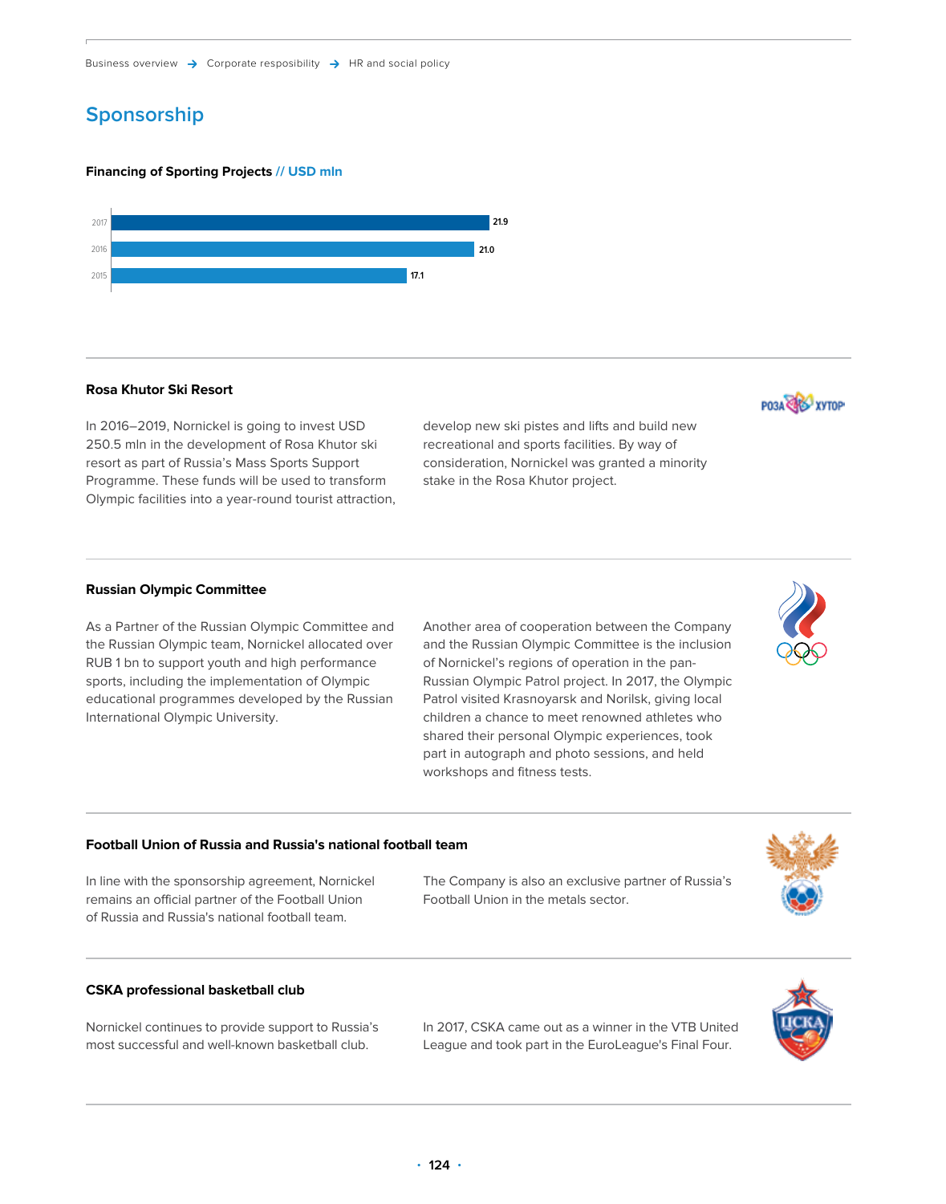## Sponsorship

**Financing of Sporting Projects // USD mln**

| Year | USD mln |
| --- | --- |
| 2017 | 21.9 |
| 2016 | 21.0 |
| 2015 | 17.1 |

### Rosa Khutor Ski Resort

In 2016–2019, Nornickel is going to invest USD 250.5 mln in the development of Rosa Khutor ski resort as part of Russia's Mass Sports Support Programme. These funds will be used to transform Olympic facilities into a year-round tourist attraction, develop new ski pistes and lifts and build new recreational and sports facilities. By way of consideration, Nornickel was granted a minority stake in the Rosa Khutor project.

### Russian Olympic Committee

As a Partner of the Russian Olympic Committee and the Russian Olympic team, Nornickel allocated over RUB 1 bn to support youth and high performance sports, including the implementation of Olympic educational programmes developed by the Russian International Olympic University.

Another area of cooperation between the Company and the Russian Olympic Committee is the inclusion of Nornickel's regions of operation in the pan-Russian Olympic Patrol project. In 2017, the Olympic Patrol visited Krasnoyarsk and Norilsk, giving local children a chance to meet renowned athletes who shared their personal Olympic experiences, took part in autograph and photo sessions, and held workshops and fitness tests.

### Football Union of Russia and Russia's national football team

In line with the sponsorship agreement, Nornickel remains an official partner of the Football Union of Russia and Russia's national football team.

The Company is also an exclusive partner of Russia's Football Union in the metals sector.

### CSKA professional basketball club

Nornickel continues to provide support to Russia's most successful and well-known basketball club.

In 2017, CSKA came out as a winner in the VTB United League and took part in the EuroLeague's Final Four.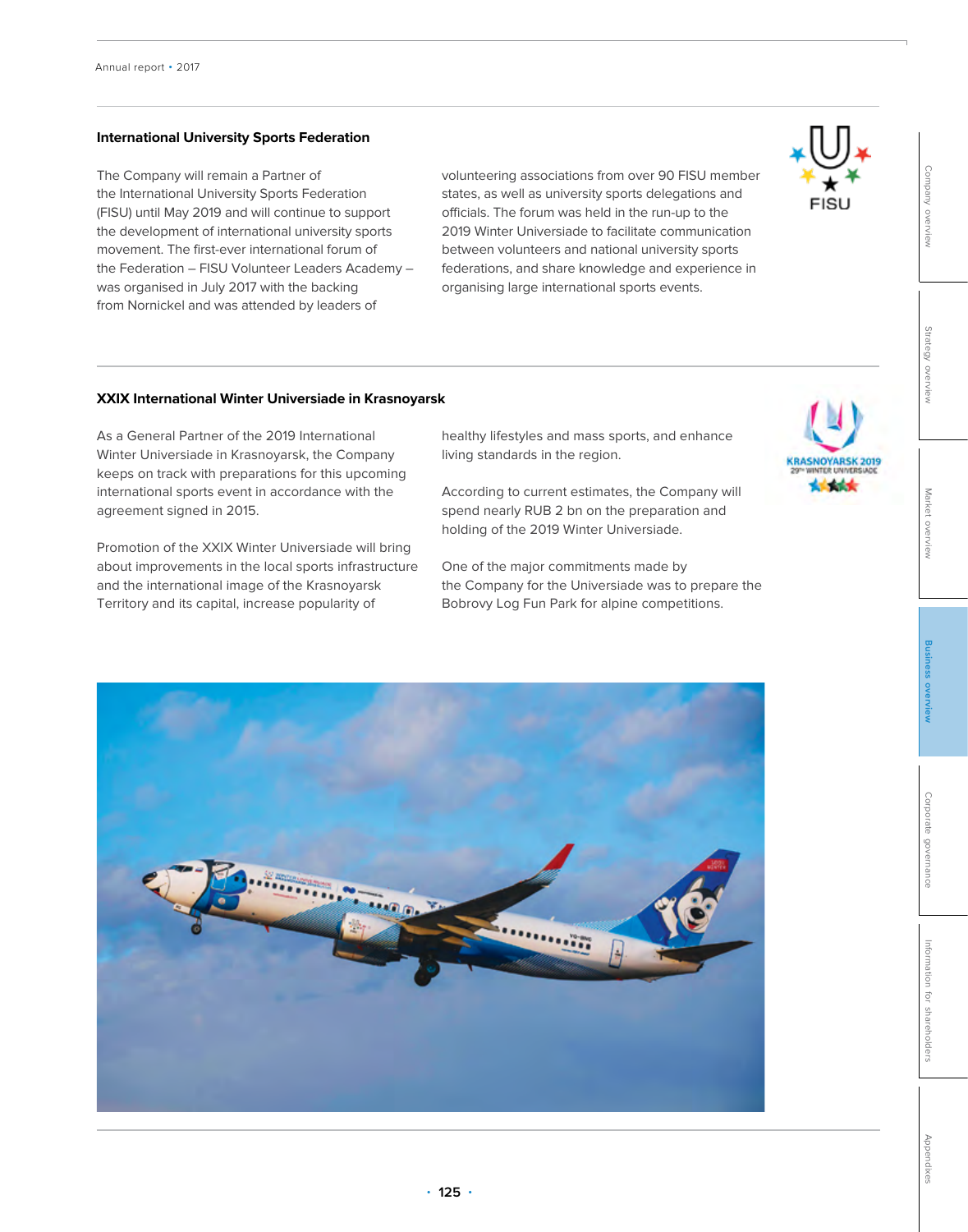### International University Sports Federation

The Company will remain a Partner of the International University Sports Federation (FISU) until May 2019 and will continue to support the development of international university sports movement. The first-ever international forum of the Federation – FISU Volunteer Leaders Academy – was organised in July 2017 with the backing from Nornickel and was attended by leaders of volunteering associations from over 90 FISU member states, as well as university sports delegations and officials. The forum was held in the run-up to the 2019 Winter Universiade to facilitate communication between volunteers and national university sports federations, and share knowledge and experience in organising large international sports events.

### XXIX International Winter Universiade in Krasnoyarsk

As a General Partner of the 2019 International Winter Universiade in Krasnoyarsk, the Company keeps on track with preparations for this upcoming international sports event in accordance with the agreement signed in 2015.

Promotion of the XXIX Winter Universiade will bring about improvements in the local sports infrastructure and the international image of the Krasnoyarsk Territory and its capital, increase popularity of healthy lifestyles and mass sports, and enhance living standards in the region.

According to current estimates, the Company will spend nearly RUB 2 bn on the preparation and holding of the 2019 Winter Universiade.

One of the major commitments made by the Company for the Universiade was to prepare the Bobrovy Log Fun Park for alpine competitions.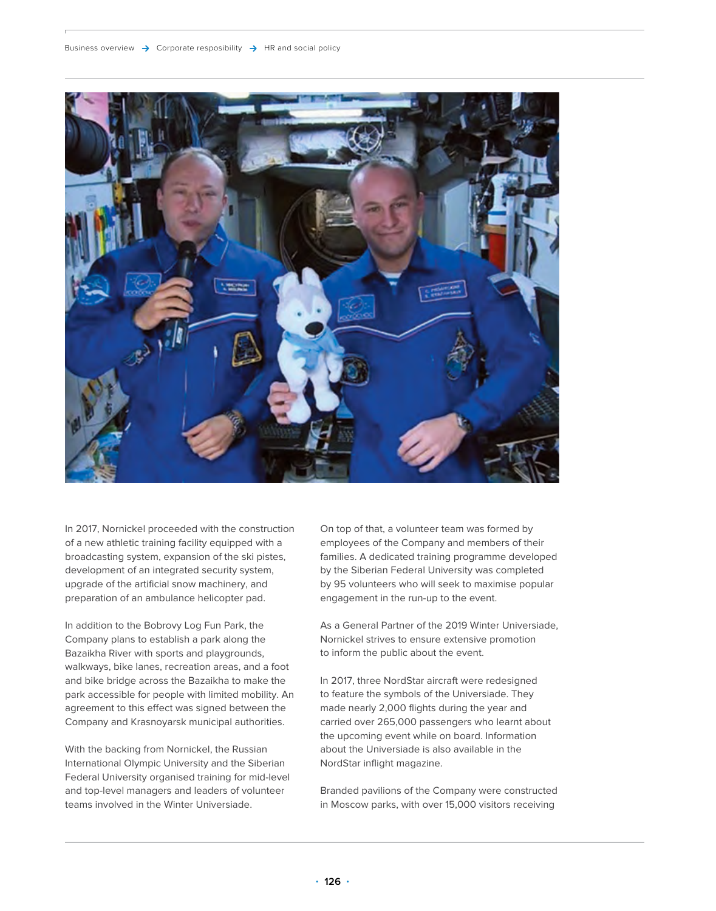In 2017, Nornickel proceeded with the construction of a new athletic training facility equipped with a broadcasting system, expansion of the ski pistes, development of an integrated security system, upgrade of the artificial snow machinery, and preparation of an ambulance helicopter pad.

In addition to the Bobrovy Log Fun Park, the Company plans to establish a park along the Bazaikha River with sports and playgrounds, walkways, bike lanes, recreation areas, and a foot and bike bridge across the Bazaikha to make the park accessible for people with limited mobility. An agreement to this effect was signed between the Company and Krasnoyarsk municipal authorities.

With the backing from Nornickel, the Russian International Olympic University and the Siberian Federal University organised training for mid-level and top-level managers and leaders of volunteer teams involved in the Winter Universiade.

On top of that, a volunteer team was formed by employees of the Company and members of their families. A dedicated training programme developed by the Siberian Federal University was completed by 95 volunteers who will seek to maximise popular engagement in the run-up to the event.

As a General Partner of the 2019 Winter Universiade, Nornickel strives to ensure extensive promotion to inform the public about the event.

In 2017, three NordStar aircraft were redesigned to feature the symbols of the Universiade. They made nearly 2,000 flights during the year and carried over 265,000 passengers who learnt about the upcoming event while on board. Information about the Universiade is also available in the NordStar inflight magazine.

Branded pavilions of the Company were constructed in Moscow parks, with over 15,000 visitors receiving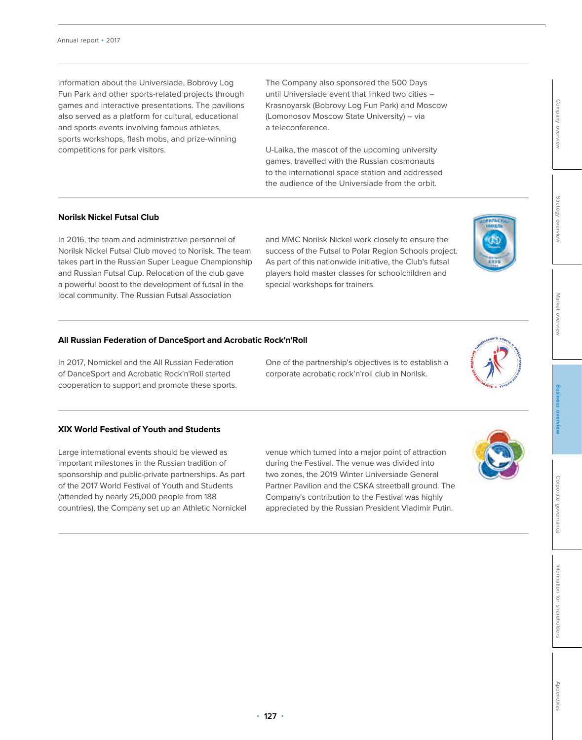information about the Universiade, Bobrovy Log Fun Park and other sports-related projects through games and interactive presentations. The pavilions also served as a platform for cultural, educational and sports events involving famous athletes, sports workshops, flash mobs, and prize-winning competitions for park visitors.

The Company also sponsored the 500 Days until Universiade event that linked two cities – Krasnoyarsk (Bobrovy Log Fun Park) and Moscow (Lomonosov Moscow State University) – via a teleconference.

U-Laika, the mascot of the upcoming university games, travelled with the Russian cosmonauts to the international space station and addressed the audience of the Universiade from the orbit.

### Norilsk Nickel Futsal Club

In 2016, the team and administrative personnel of Norilsk Nickel Futsal Club moved to Norilsk. The team takes part in the Russian Super League Championship and Russian Futsal Cup. Relocation of the club gave a powerful boost to the development of futsal in the local community. The Russian Futsal Association and MMC Norilsk Nickel work closely to ensure the success of the Futsal to Polar Region Schools project. As part of this nationwide initiative, the Club's futsal players hold master classes for schoolchildren and special workshops for trainers.

### All Russian Federation of DanceSport and Acrobatic Rock'n'Roll

In 2017, Nornickel and the All Russian Federation of DanceSport and Acrobatic Rock'n'Roll started cooperation to support and promote these sports.

One of the partnership's objectives is to establish a corporate acrobatic rock'n'roll club in Norilsk.

### XIX World Festival of Youth and Students

Large international events should be viewed as important milestones in the Russian tradition of sponsorship and public-private partnerships. As part of the 2017 World Festival of Youth and Students (attended by nearly 25,000 people from 188 countries), the Company set up an Athletic Nornickel venue which turned into a major point of attraction during the Festival. The venue was divided into two zones, the 2019 Winter Universiade General Partner Pavilion and the CSKA streetball ground. The Company's contribution to the Festival was highly appreciated by the Russian President Vladimir Putin.